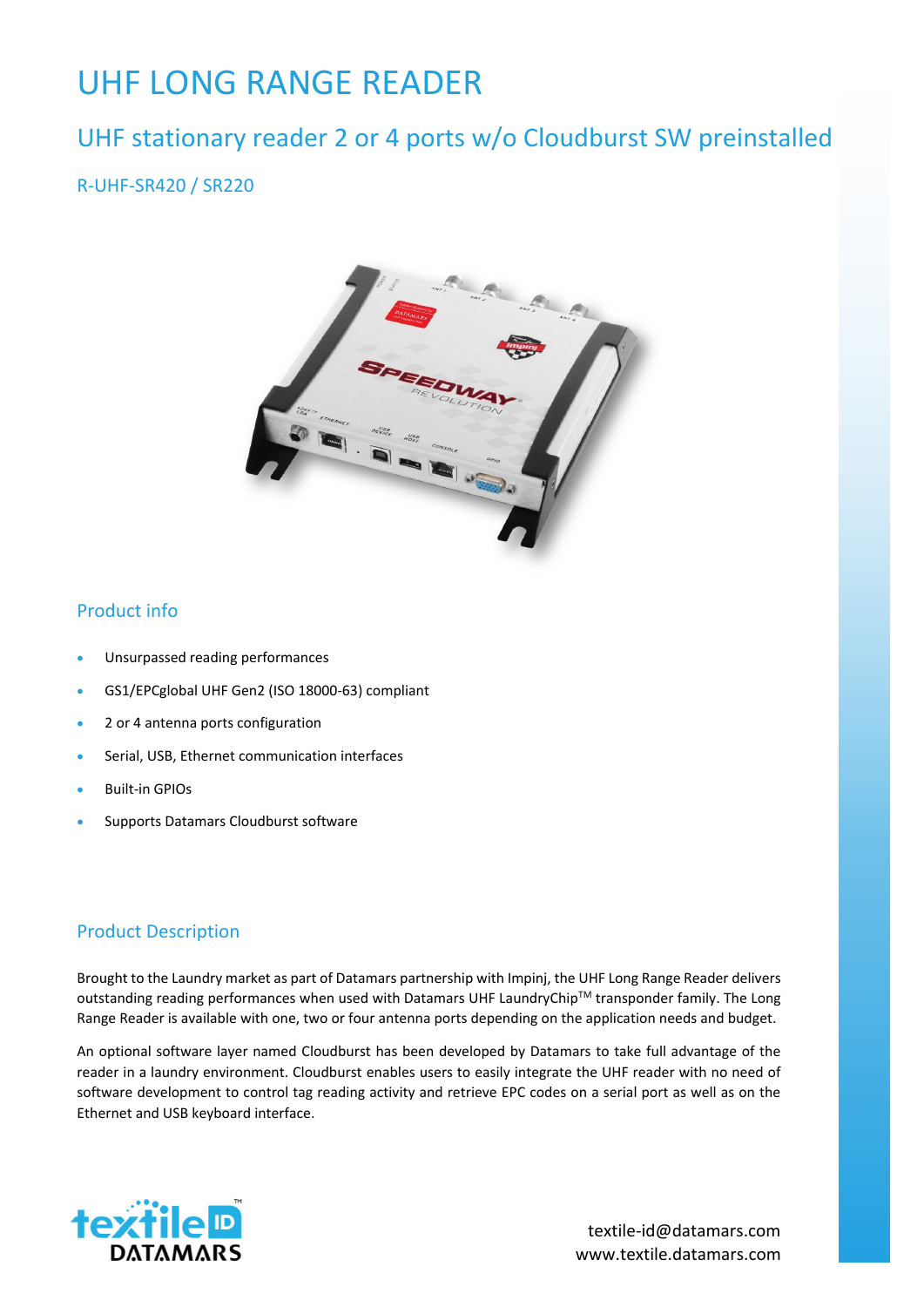# UHF LONG RANGE READER

## UHF stationary reader 2 or 4 ports w/o Cloudburst SW preinstalled

### R-UHF-SR420 / SR220

## Product info

- Unsurpassed reading performances
- GS1/EPCglobal UHF Gen2 (ISO 18000-63) compliant
- 2 or 4 antenna ports configuration
- Serial, USB, Ethernet communication interfaces
- Built-in GPIOs
- Supports Datamars Cloudburst software

## Product Description

Brought to the Laundry market as part of Datamars partnership with Impinj, the UHF Long Range Reader delivers outstanding reading performances when used with Datamars UHF LaundryChip™ transponder family. The Long Range Reader is available with one, two or four antenna ports depending on the application needs and budget.

An optional software layer named Cloudburst has been developed by Datamars to take full advantage of the reader in a laundry environment. Cloudburst enables users to easily integrate the UHF reader with no need of software development to control tag reading activity and retrieve EPC codes on a serial port as well as on the Ethernet and USB keyboard interface.

textile-id@datamars.com
www.textile.datamars.com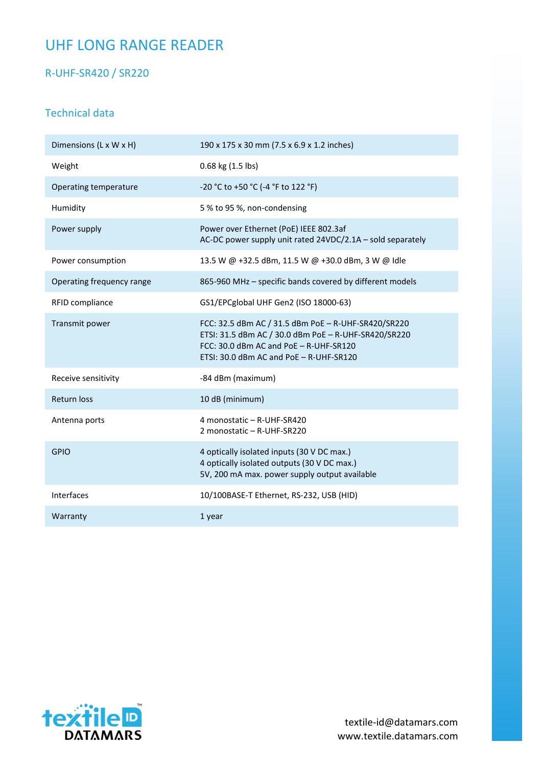# UHF LONG RANGE READER

## R-UHF-SR420 / SR220

### Technical data

| | |
|---|---|
| Dimensions (L x W x H) | 190 x 175 x 30 mm (7.5 x 6.9 x 1.2 inches) |
| Weight | 0.68 kg (1.5 lbs) |
| Operating temperature | -20 °C to +50 °C (-4 °F to 122 °F) |
| Humidity | 5 % to 95 %, non-condensing |
| Power supply | Power over Ethernet (PoE) IEEE 802.3af<br>AC-DC power supply unit rated 24VDC/2.1A – sold separately |
| Power consumption | 13.5 W @ +32.5 dBm, 11.5 W @ +30.0 dBm, 3 W @ Idle |
| Operating frequency range | 865-960 MHz – specific bands covered by different models |
| RFID compliance | GS1/EPCglobal UHF Gen2 (ISO 18000-63) |
| Transmit power | FCC: 32.5 dBm AC / 31.5 dBm PoE – R-UHF-SR420/SR220<br>ETSI: 31.5 dBm AC / 30.0 dBm PoE – R-UHF-SR420/SR220<br>FCC: 30.0 dBm AC and PoE – R-UHF-SR120<br>ETSI: 30.0 dBm AC and PoE – R-UHF-SR120 |
| Receive sensitivity | -84 dBm (maximum) |
| Return loss | 10 dB (minimum) |
| Antenna ports | 4 monostatic – R-UHF-SR420<br>2 monostatic – R-UHF-SR220 |
| GPIO | 4 optically isolated inputs (30 V DC max.)<br>4 optically isolated outputs (30 V DC max.)<br>5V, 200 mA max. power supply output available |
| Interfaces | 10/100BASE-T Ethernet, RS-232, USB (HID) |
| Warranty | 1 year |

textile-id@datamars.com
www.textile.datamars.com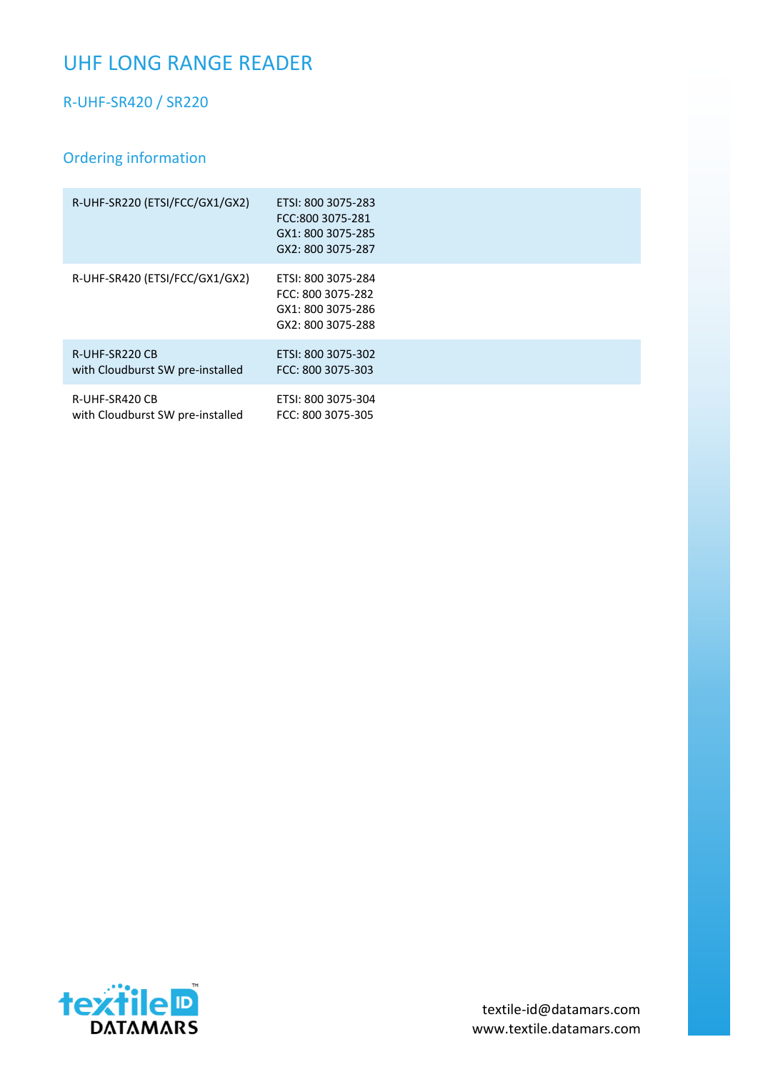# UHF LONG RANGE READER

## R-UHF-SR420 / SR220

### Ordering information

| | |
|---|---|
| R-UHF-SR220 (ETSI/FCC/GX1/GX2) | ETSI: 800 3075-283<br>FCC:800 3075-281<br>GX1: 800 3075-285<br>GX2: 800 3075-287 |
| R-UHF-SR420 (ETSI/FCC/GX1/GX2) | ETSI: 800 3075-284<br>FCC: 800 3075-282<br>GX1: 800 3075-286<br>GX2: 800 3075-288 |
| R-UHF-SR220 CB<br>with Cloudburst SW pre-installed | ETSI: 800 3075-302<br>FCC: 800 3075-303 |
| R-UHF-SR420 CB<br>with Cloudburst SW pre-installed | ETSI: 800 3075-304<br>FCC: 800 3075-305 |

textile ID™ DATAMARS

textile-id@datamars.com
www.textile.datamars.com